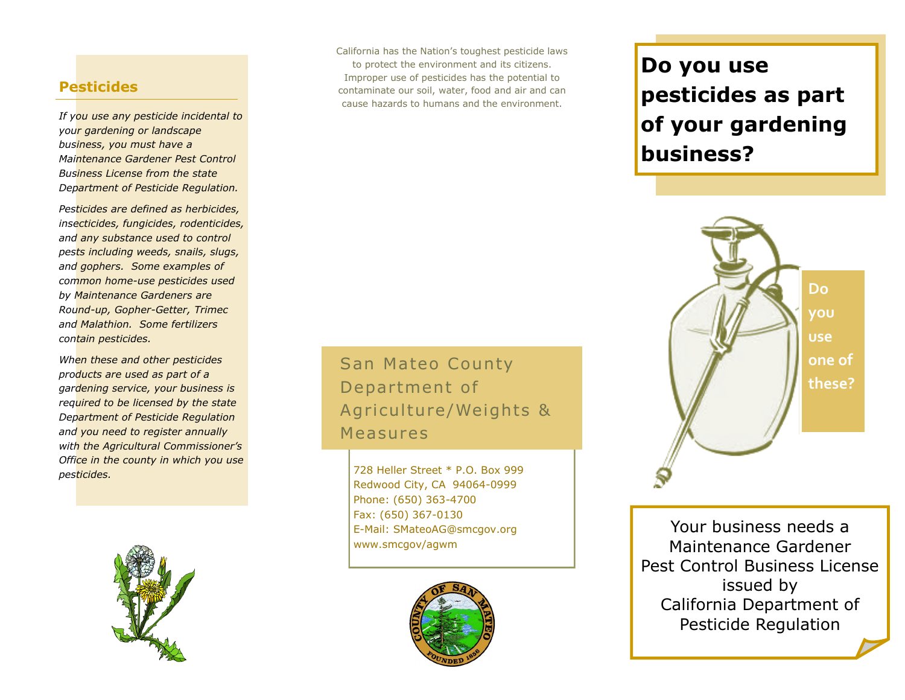## Pesticides

*If you use any pesticide incidental to your gardening or landscape business, you must have a Maintenance Gardener Pest Control Business License from the state Department of Pesticide Regulation.*

*Pesticides are defined as herbicides, insecticides, fungicides, rodenticides, and any substance used to control pests including weeds, snails, slugs, and gophers. Some examples of common home-use pesticides used by Maintenance Gardeners are Round-up, Gopher-Getter, Trimec and Malathion. Some fertilizers contain pesticides.*

*When these and other pesticides products are used as part of a gardening service, your business is required to be licensed by the state Department of Pesticide Regulation and you need to register annually with the Agricultural Commissioner's Office in the county in which you use pesticides.*

California has the Nation's toughest pesticide laws to protect the environment and its citizens. Improper use of pesticides has the potential to contaminate our soil, water, food and air and can cause hazards to humans and the environment.

San Mateo County Department of Agriculture/Weights & Measures

728 Heller Street * P.O. Box 999
Redwood City, CA 94064-0999
Phone: (650) 363-4700
Fax: (650) 367-0130
E-Mail: SMateoAG@smcgov.org
www.smcgov/agwm

# Do you use pesticides as part of your gardening business?

**Do you use one of these?**

Your business needs a Maintenance Gardener Pest Control Business License issued by California Department of Pesticide Regulation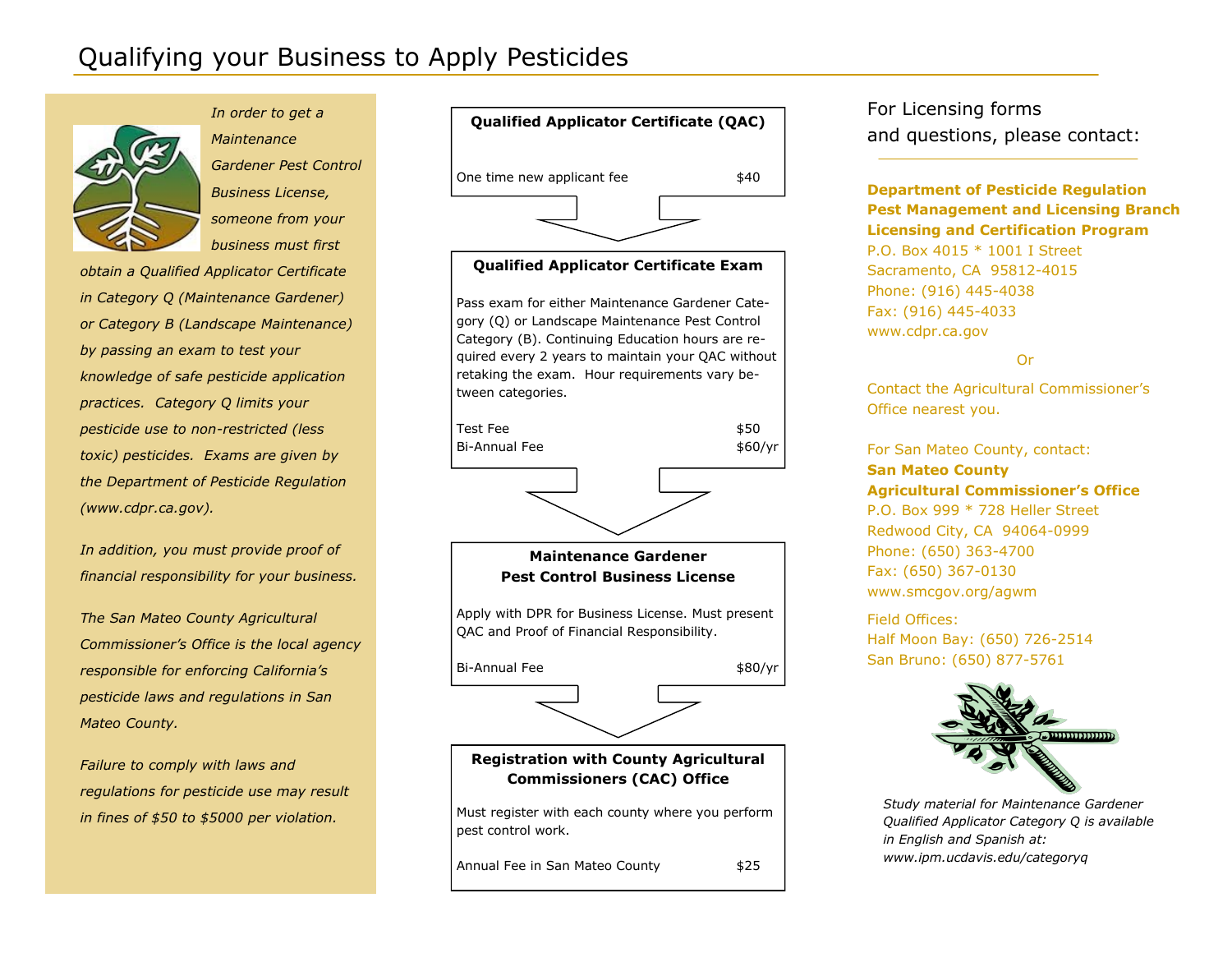# Qualifying your Business to Apply Pesticides

*In order to get a Maintenance Gardener Pest Control Business License, someone from your business must first obtain a Qualified Applicator Certificate in Category Q (Maintenance Gardener) or Category B (Landscape Maintenance) by passing an exam to test your knowledge of safe pesticide application practices. Category Q limits your pesticide use to non-restricted (less toxic) pesticides. Exams are given by the Department of Pesticide Regulation (www.cdpr.ca.gov).*

*In addition, you must provide proof of financial responsibility for your business.*

*The San Mateo County Agricultural Commissioner's Office is the local agency responsible for enforcing California's pesticide laws and regulations in San Mateo County.*

*Failure to comply with laws and regulations for pesticide use may result in fines of $50 to $5000 per violation.*

**Qualified Applicator Certificate (QAC)**

One time new applicant fee — $40

**Qualified Applicator Certificate Exam**

Pass exam for either Maintenance Gardener Category (Q) or Landscape Maintenance Pest Control Category (B). Continuing Education hours are required every 2 years to maintain your QAC without retaking the exam. Hour requirements vary between categories.

Test Fee — $50
Bi-Annual Fee — $60/yr

**Maintenance Gardener Pest Control Business License**

Apply with DPR for Business License. Must present QAC and Proof of Financial Responsibility.

Bi-Annual Fee — $80/yr

**Registration with County Agricultural Commissioners (CAC) Office**

Must register with each county where you perform pest control work.

Annual Fee in San Mateo County — $25

For Licensing forms and questions, please contact:

**Department of Pesticide Regulation**
**Pest Management and Licensing Branch**
**Licensing and Certification Program**
P.O. Box 4015 * 1001 I Street
Sacramento, CA 95812-4015
Phone: (916) 445-4038
Fax: (916) 445-4033
www.cdpr.ca.gov

Or

Contact the Agricultural Commissioner's Office nearest you.

For San Mateo County, contact:
**San Mateo County**
**Agricultural Commissioner's Office**
P.O. Box 999 * 728 Heller Street
Redwood City, CA 94064-0999
Phone: (650) 363-4700
Fax: (650) 367-0130
www.smcgov.org/agwm

Field Offices:
Half Moon Bay: (650) 726-2514
San Bruno: (650) 877-5761

*Study material for Maintenance Gardener Qualified Applicator Category Q is available in English and Spanish at: www.ipm.ucdavis.edu/categoryq*